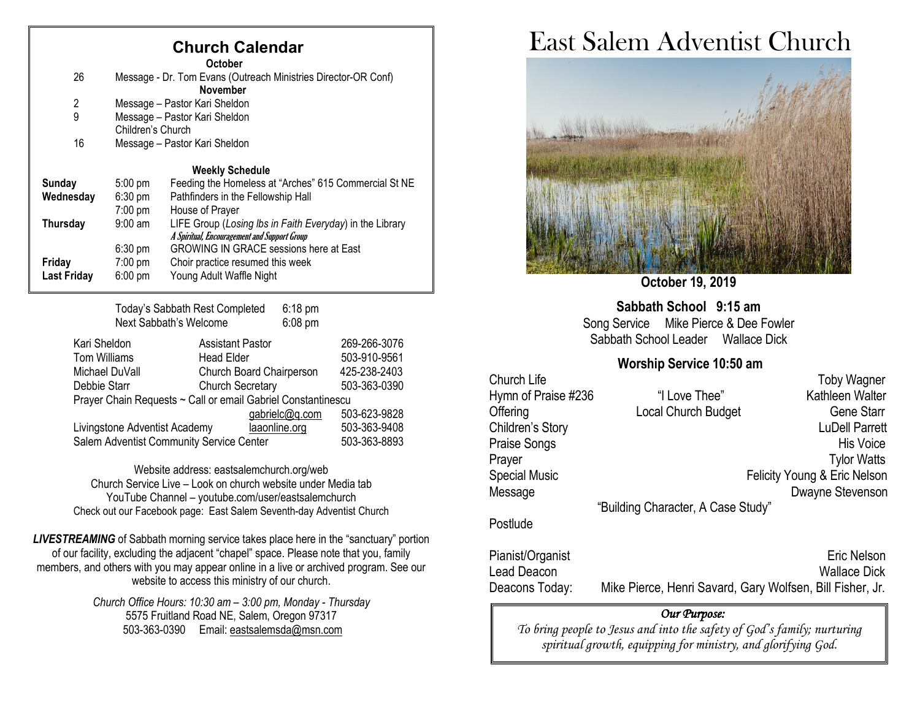## Church Calendar

**October**

| | |
|---|---|
| 26 | Message - Dr. Tom Evans (Outreach Ministries Director-OR Conf) |

**November**

| | |
|---|---|
| 2 | Message – Pastor Kari Sheldon |
| 9 | Message – Pastor Kari Sheldon<br>Children's Church |
| 16 | Message – Pastor Kari Sheldon |

**Weekly Schedule**

| | | |
|---|---|---|
| **Sunday** | 5:00 pm | Feeding the Homeless at "Arches" 615 Commercial St NE |
| **Wednesday** | 6:30 pm | Pathfinders in the Fellowship Hall |
| | 7:00 pm | House of Prayer |
| **Thursday** | 9:00 am | LIFE Group (*Losing lbs in Faith Everyday*) in the Library<br>*A Spiritual, Encouragement and Support Group* |
| | 6:30 pm | GROWING IN GRACE sessions here at East |
| **Friday** | 7:00 pm | Choir practice resumed this week |
| **Last Friday** | 6:00 pm | Young Adult Waffle Night |

Today's Sabbath Rest Completed 6:18 pm
Next Sabbath's Welcome 6:08 pm

| | | |
|---|---|---|
| Kari Sheldon | Assistant Pastor | 269-266-3076 |
| Tom Williams | Head Elder | 503-910-9561 |
| Michael DuVall | Church Board Chairperson | 425-238-2403 |
| Debbie Starr | Church Secretary | 503-363-0390 |
| Prayer Chain Requests ~ Call or email Gabriel Constantinescu | | |
| | gabrielc@q.com | 503-623-9828 |
| Livingstone Adventist Academy | laaonline.org | 503-363-9408 |
| Salem Adventist Community Service Center | | 503-363-8893 |

Website address: eastsalemchurch.org/web
Church Service Live – Look on church website under Media tab
YouTube Channel – youtube.com/user/eastsalemchurch
Check out our Facebook page: East Salem Seventh-day Adventist Church

***LIVESTREAMING*** of Sabbath morning service takes place here in the "sanctuary" portion of our facility, excluding the adjacent "chapel" space. Please note that you, family members, and others with you may appear online in a live or archived program. See our website to access this ministry of our church.

*Church Office Hours: 10:30 am – 3:00 pm, Monday - Thursday*
5575 Fruitland Road NE, Salem, Oregon 97317
503-363-0390 Email: eastsalemsda@msn.com

# East Salem Adventist Church

**October 19, 2019**

**Sabbath School 9:15 am**

Song Service Mike Pierce & Dee Fowler
Sabbath School Leader Wallace Dick

**Worship Service 10:50 am**

| | | |
|---|---|---|
| Church Life | | Toby Wagner |
| Hymn of Praise #236 | "I Love Thee" | Kathleen Walter |
| Offering | Local Church Budget | Gene Starr |
| Children's Story | | LuDell Parrett |
| Praise Songs | | His Voice |
| Prayer | | Tylor Watts |
| Special Music | | Felicity Young & Eric Nelson |
| Message | | Dwayne Stevenson |
| | "Building Character, A Case Study" | |
| Postlude | | |

| | |
|---|---|
| Pianist/Organist | Eric Nelson |
| Lead Deacon | Wallace Dick |
| Deacons Today: | Mike Pierce, Henri Savard, Gary Wolfsen, Bill Fisher, Jr. |

***Our Purpose:***

*To bring people to Jesus and into the safety of God's family; nurturing spiritual growth, equipping for ministry, and glorifying God.*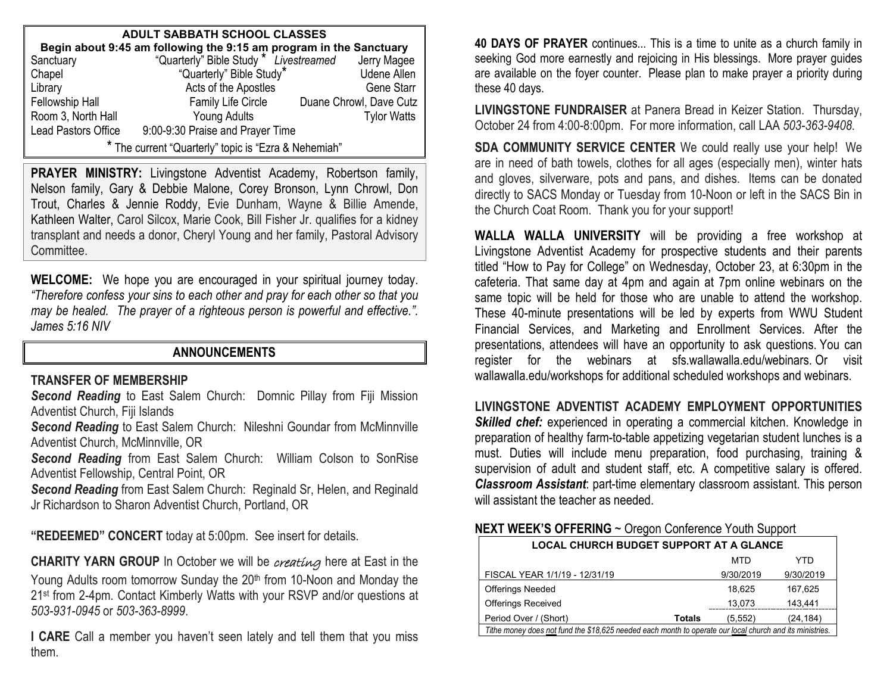## ADULT SABBATH SCHOOL CLASSES

**Begin about 9:45 am following the 9:15 am program in the Sanctuary**

| | | |
|---|---|---|
| Sanctuary | "Quarterly" Bible Study * *Livestreamed* | Jerry Magee |
| Chapel | "Quarterly" Bible Study* | Udene Allen |
| Library | Acts of the Apostles | Gene Starr |
| Fellowship Hall | Family Life Circle | Duane Chrowl, Dave Cutz |
| Room 3, North Hall | Young Adults | Tylor Watts |
| Lead Pastors Office | 9:00-9:30 Praise and Prayer Time | |

* The current "Quarterly" topic is "Ezra & Nehemiah"

**PRAYER MINISTRY:** Livingstone Adventist Academy, Robertson family, Nelson family, Gary & Debbie Malone, Corey Bronson, Lynn Chrowl, Don Trout, Charles & Jennie Roddy, Evie Dunham, Wayne & Billie Amende, Kathleen Walter, Carol Silcox, Marie Cook, Bill Fisher Jr. qualifies for a kidney transplant and needs a donor, Cheryl Young and her family, Pastoral Advisory Committee.

**WELCOME:** We hope you are encouraged in your spiritual journey today. *"Therefore confess your sins to each other and pray for each other so that you may be healed. The prayer of a righteous person is powerful and effective.". James 5:16 NIV*

## ANNOUNCEMENTS

**TRANSFER OF MEMBERSHIP**

***Second Reading*** to East Salem Church: Domnic Pillay from Fiji Mission Adventist Church, Fiji Islands

***Second Reading*** to East Salem Church: Nileshni Goundar from McMinnville Adventist Church, McMinnville, OR

***Second Reading*** from East Salem Church: William Colson to SonRise Adventist Fellowship, Central Point, OR

***Second Reading*** from East Salem Church: Reginald Sr, Helen, and Reginald Jr Richardson to Sharon Adventist Church, Portland, OR

**"REDEEMED" CONCERT** today at 5:00pm. See insert for details.

**CHARITY YARN GROUP** In October we will be *creating* here at East in the Young Adults room tomorrow Sunday the 20th from 10-Noon and Monday the 21st from 2-4pm. Contact Kimberly Watts with your RSVP and/or questions at *503-931-0945* or *503-363-8999*.

**I CARE** Call a member you haven't seen lately and tell them that you miss them.

**40 DAYS OF PRAYER** continues... This is a time to unite as a church family in seeking God more earnestly and rejoicing in His blessings. More prayer guides are available on the foyer counter. Please plan to make prayer a priority during these 40 days.

**LIVINGSTONE FUNDRAISER** at Panera Bread in Keizer Station. Thursday, October 24 from 4:00-8:00pm. For more information, call LAA *503-363-9408*.

**SDA COMMUNITY SERVICE CENTER** We could really use your help! We are in need of bath towels, clothes for all ages (especially men), winter hats and gloves, silverware, pots and pans, and dishes. Items can be donated directly to SACS Monday or Tuesday from 10-Noon or left in the SACS Bin in the Church Coat Room. Thank you for your support!

**WALLA WALLA UNIVERSITY** will be providing a free workshop at Livingstone Adventist Academy for prospective students and their parents titled "How to Pay for College" on Wednesday, October 23, at 6:30pm in the cafeteria. That same day at 4pm and again at 7pm online webinars on the same topic will be held for those who are unable to attend the workshop. These 40-minute presentations will be led by experts from WWU Student Financial Services, and Marketing and Enrollment Services. After the presentations, attendees will have an opportunity to ask questions. You can register for the webinars at sfs.wallawalla.edu/webinars. Or visit wallawalla.edu/workshops for additional scheduled workshops and webinars.

**LIVINGSTONE ADVENTIST ACADEMY EMPLOYMENT OPPORTUNITIES**

***Skilled chef:*** experienced in operating a commercial kitchen. Knowledge in preparation of healthy farm-to-table appetizing vegetarian student lunches is a must. Duties will include menu preparation, food purchasing, training & supervision of adult and student staff, etc. A competitive salary is offered. ***Classroom Assistant***: part-time elementary classroom assistant. This person will assistant the teacher as needed.

**NEXT WEEK'S OFFERING** ~ Oregon Conference Youth Support

**LOCAL CHURCH BUDGET SUPPORT AT A GLANCE**

| | | MTD | YTD |
|---|---|---|---|
| FISCAL YEAR 1/1/19 - 12/31/19 | | 9/30/2019 | 9/30/2019 |
| Offerings Needed | | 18,625 | 167,625 |
| Offerings Received | | 13,073 | 143,441 |
| Period Over / (Short) | **Totals** | (5,552) | (24,184) |

*Tithe money does not fund the $18,625 needed each month to operate our local church and its ministries.*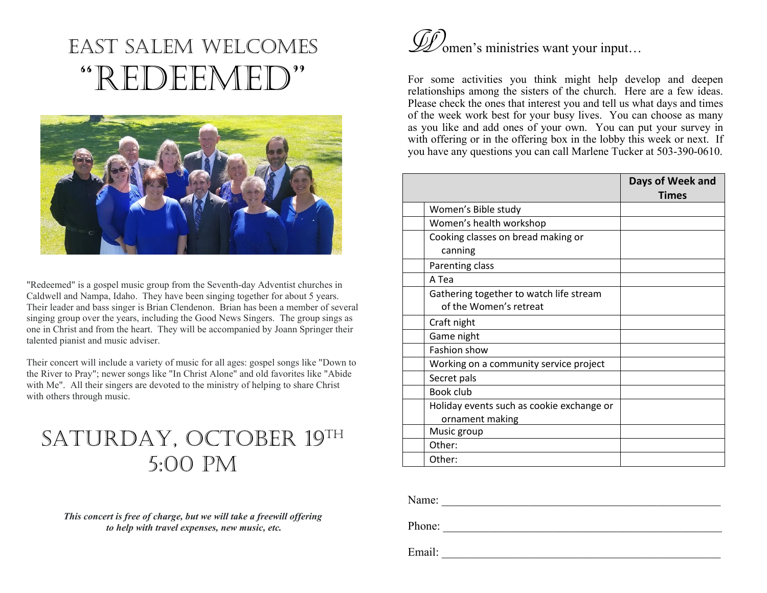# East Salem Welcomes "Redeemed"

"Redeemed" is a gospel music group from the Seventh-day Adventist churches in Caldwell and Nampa, Idaho. They have been singing together for about 5 years. Their leader and bass singer is Brian Clendenon. Brian has been a member of several singing group over the years, including the Good News Singers. The group sings as one in Christ and from the heart. They will be accompanied by Joann Springer their talented pianist and music adviser.

Their concert will include a variety of music for all ages: gospel songs like "Down to the River to Pray"; newer songs like "In Christ Alone" and old favorites like "Abide with Me". All their singers are devoted to the ministry of helping to share Christ with others through music.

## Saturday, October 19th 5:00 PM

***This concert is free of charge, but we will take a freewill offering to help with travel expenses, new music, etc.***

## Women's ministries want your input…

For some activities you think might help develop and deepen relationships among the sisters of the church. Here are a few ideas. Please check the ones that interest you and tell us what days and times of the week work best for your busy lives. You can choose as many as you like and add ones of your own. You can put your survey in with offering or in the offering box in the lobby this week or next. If you have any questions you can call Marlene Tucker at 503-390-0610.

| | | **Days of Week and Times** |
|---|---|---|
| | Women's Bible study | |
| | Women's health workshop | |
| | Cooking classes on bread making or canning | |
| | Parenting class | |
| | A Tea | |
| | Gathering together to watch life stream of the Women's retreat | |
| | Craft night | |
| | Game night | |
| | Fashion show | |
| | Working on a community service project | |
| | Secret pals | |
| | Book club | |
| | Holiday events such as cookie exchange or ornament making | |
| | Music group | |
| | Other: | |
| | Other: | |

Name: ______________________________________________

Phone: ______________________________________________

Email: ______________________________________________